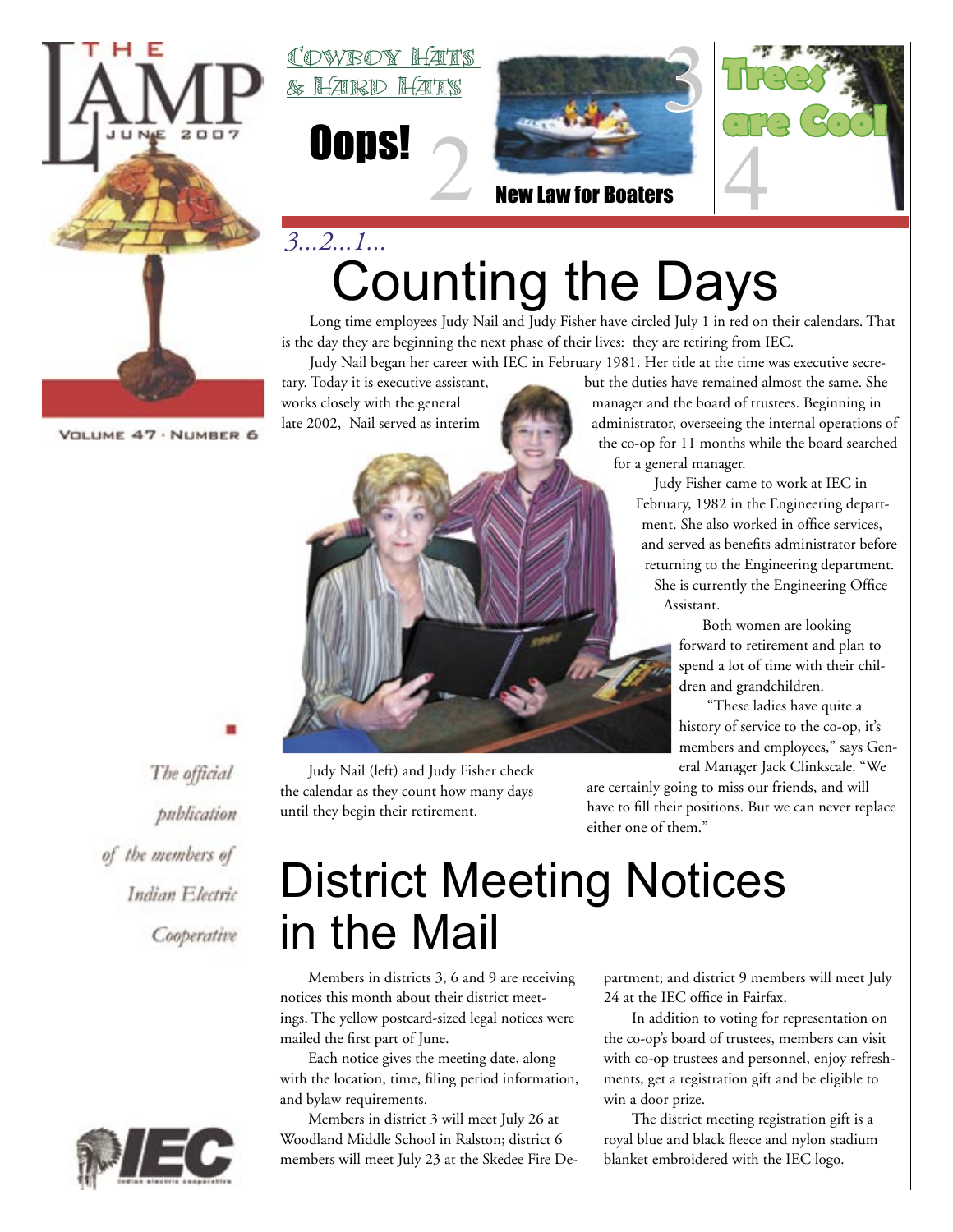# THE LAMP

JUNE 2007

VOLUME 47 · NUMBER 6

Cowboy Hats & Hard Hats

Oops! 2

New Law for Boaters 3

Trees are Cool 4

*3...2...1...*

# Counting the Days

Long time employees Judy Nail and Judy Fisher have circled July 1 in red on their calendars. That is the day they are beginning the next phase of their lives: they are retiring from IEC.

Judy Nail began her career with IEC in February 1981. Her title at the time was executive secretary. Today it is executive assistant, but the duties have remained almost the same. She works closely with the general manager and the board of trustees. Beginning in late 2002, Nail served as interim administrator, overseeing the internal operations of the co-op for 11 months while the board searched for a general manager.

Judy Fisher came to work at IEC in February, 1982 in the Engineering department. She also worked in office services, and served as benefits administrator before returning to the Engineering department. She is currently the Engineering Office Assistant.

Both women are looking forward to retirement and plan to spend a lot of time with their children and grandchildren.

"These ladies have quite a history of service to the co-op, it's members and employees," says General Manager Jack Clinkscale. "We are certainly going to miss our friends, and will have to fill their positions. But we can never replace either one of them."

Judy Nail (left) and Judy Fisher check the calendar as they count how many days until they begin their retirement.

*The official publication of the members of Indian Electric Cooperative*

# District Meeting Notices in the Mail

Members in districts 3, 6 and 9 are receiving notices this month about their district meetings. The yellow postcard-sized legal notices were mailed the first part of June.

Each notice gives the meeting date, along with the location, time, filing period information, and bylaw requirements.

Members in district 3 will meet July 26 at Woodland Middle School in Ralston; district 6 members will meet July 23 at the Skedee Fire Department; and district 9 members will meet July 24 at the IEC office in Fairfax.

In addition to voting for representation on the co-op's board of trustees, members can visit with co-op trustees and personnel, enjoy refreshments, get a registration gift and be eligible to win a door prize.

The district meeting registration gift is a royal blue and black fleece and nylon stadium blanket embroidered with the IEC logo.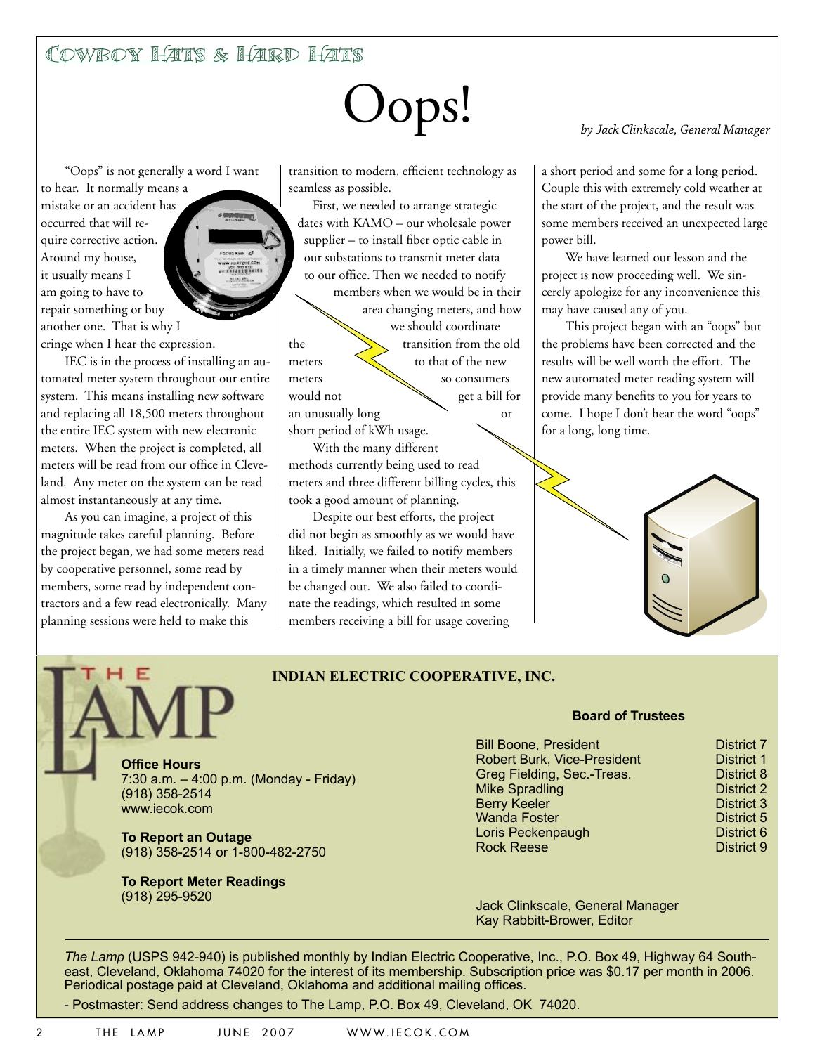Cowboy Hats & Hard Hats

# Oops!

*by Jack Clinkscale, General Manager*

"Oops" is not generally a word I want to hear. It normally means a mistake or an accident has occurred that will require corrective action. Around my house, it usually means I am going to have to repair something or buy another one. That is why I cringe when I hear the expression.

IEC is in the process of installing an automated meter system throughout our entire system. This means installing new software and replacing all 18,500 meters throughout the entire IEC system with new electronic meters. When the project is completed, all meters will be read from our office in Cleveland. Any meter on the system can be read almost instantaneously at any time.

As you can imagine, a project of this magnitude takes careful planning. Before the project began, we had some meters read by cooperative personnel, some read by members, some read by independent contractors and a few read electronically. Many planning sessions were held to make this transition to modern, efficient technology as seamless as possible.

First, we needed to arrange strategic dates with KAMO – our wholesale power supplier – to install fiber optic cable in our substations to transmit meter data to our office. Then we needed to notify members when we would be in their area changing meters, and how we should coordinate the transition from the old meters to that of the new meters so consumers would not get a bill for an unusually long or short period of kWh usage.

With the many different methods currently being used to read meters and three different billing cycles, this took a good amount of planning.

Despite our best efforts, the project did not begin as smoothly as we would have liked. Initially, we failed to notify members in a timely manner when their meters would be changed out. We also failed to coordinate the readings, which resulted in some members receiving a bill for usage covering a short period and some for a long period. Couple this with extremely cold weather at the start of the project, and the result was some members received an unexpected large power bill.

We have learned our lesson and the project is now proceeding well. We sincerely apologize for any inconvenience this may have caused any of you.

This project began with an "oops" but the problems have been corrected and the results will be well worth the effort. The new automated meter reading system will provide many benefits to you for years to come. I hope I don't hear the word "oops" for a long, long time.

---

THE LAMP

**INDIAN ELECTRIC COOPERATIVE, INC.**

**Office Hours**
7:30 a.m. – 4:00 p.m. (Monday - Friday)
(918) 358-2514
www.iecok.com

**To Report an Outage**
(918) 358-2514 or 1-800-482-2750

**To Report Meter Readings**
(918) 295-9520

**Board of Trustees**

| | |
|---|---|
| Bill Boone, President | District 7 |
| Robert Burk, Vice-President | District 1 |
| Greg Fielding, Sec.-Treas. | District 8 |
| Mike Spradling | District 2 |
| Berry Keeler | District 3 |
| Wanda Foster | District 5 |
| Loris Peckenpaugh | District 6 |
| Rock Reese | District 9 |

Jack Clinkscale, General Manager
Kay Rabbitt-Brower, Editor

*The Lamp* (USPS 942-940) is published monthly by Indian Electric Cooperative, Inc., P.O. Box 49, Highway 64 Southeast, Cleveland, Oklahoma 74020 for the interest of its membership. Subscription price was $0.17 per month in 2006. Periodical postage paid at Cleveland, Oklahoma and additional mailing offices.

- Postmaster: Send address changes to The Lamp, P.O. Box 49, Cleveland, OK 74020.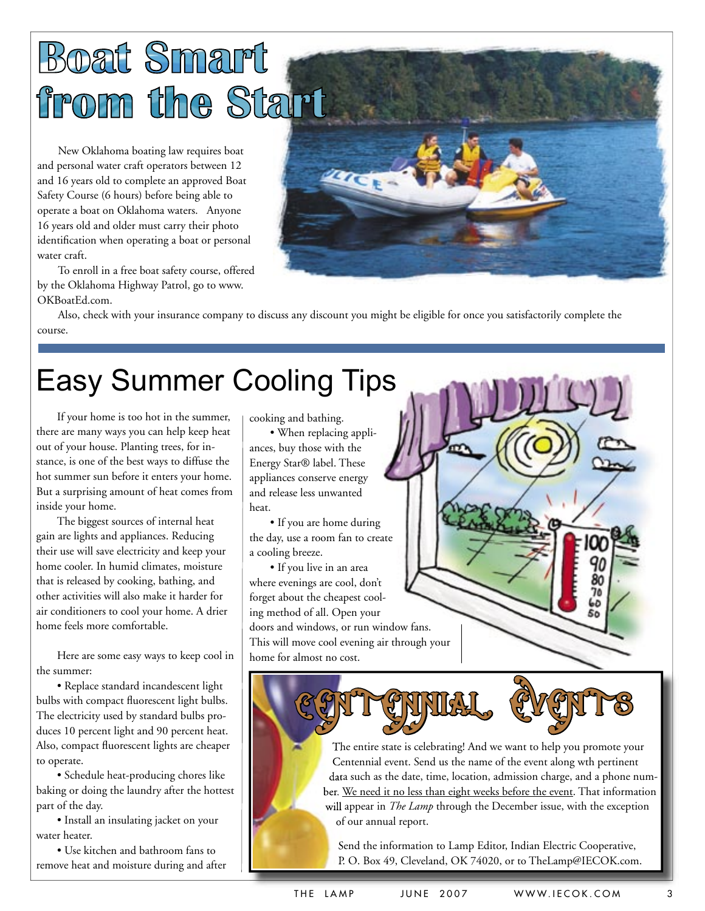# Boat Smart from the Start

New Oklahoma boating law requires boat and personal water craft operators between 12 and 16 years old to complete an approved Boat Safety Course (6 hours) before being able to operate a boat on Oklahoma waters. Anyone 16 years old and older must carry their photo identification when operating a boat or personal water craft.

To enroll in a free boat safety course, offered by the Oklahoma Highway Patrol, go to www.OKBoatEd.com.

Also, check with your insurance company to discuss any discount you might be eligible for once you satisfactorily complete the course.

# Easy Summer Cooling Tips

If your home is too hot in the summer, there are many ways you can help keep heat out of your house. Planting trees, for instance, is one of the best ways to diffuse the hot summer sun before it enters your home. But a surprising amount of heat comes from inside your home.

The biggest sources of internal heat gain are lights and appliances. Reducing their use will save electricity and keep your home cooler. In humid climates, moisture that is released by cooking, bathing, and other activities will also make it harder for air conditioners to cool your home. A drier home feels more comfortable.

Here are some easy ways to keep cool in the summer:

- Replace standard incandescent light bulbs with compact fluorescent light bulbs. The electricity used by standard bulbs produces 10 percent light and 90 percent heat. Also, compact fluorescent lights are cheaper to operate.
- Schedule heat-producing chores like baking or doing the laundry after the hottest part of the day.
- Install an insulating jacket on your water heater.
- Use kitchen and bathroom fans to remove heat and moisture during and after cooking and bathing.
- When replacing appliances, buy those with the Energy Star® label. These appliances conserve energy and release less unwanted heat.
- If you are home during the day, use a room fan to create a cooling breeze.
- If you live in an area where evenings are cool, don't forget about the cheapest cooling method of all. Open your doors and windows, or run window fans. This will move cool evening air through your home for almost no cost.

## Centennial Events

The entire state is celebrating! And we want to help you promote your Centennial event. Send us the name of the event along wth pertinent data such as the date, time, location, admission charge, and a phone number. We need it no less than eight weeks before the event. That information will appear in *The Lamp* through the December issue, with the exception of our annual report.

Send the information to Lamp Editor, Indian Electric Cooperative, P. O. Box 49, Cleveland, OK 74020, or to TheLamp@IECOK.com.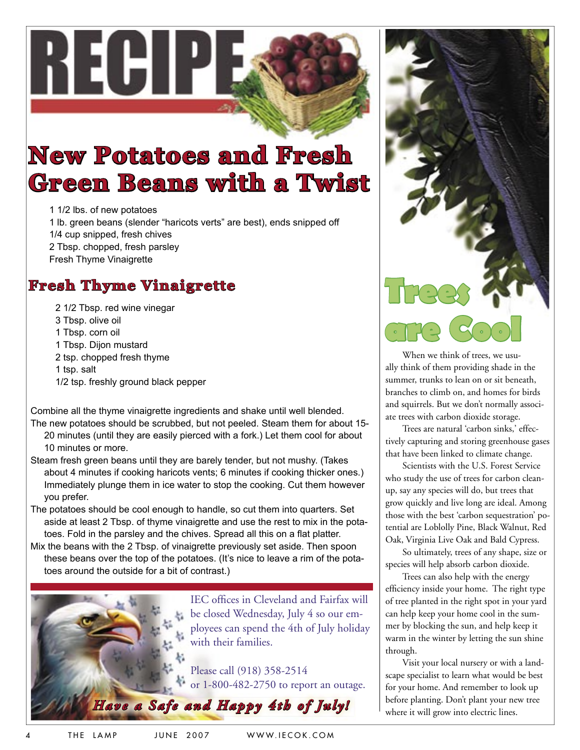# RECIPE

## New Potatoes and Fresh Green Beans with a Twist

1 1/2 lbs. of new potatoes
1 lb. green beans (slender “haricots verts” are best), ends snipped off
1/4 cup snipped, fresh chives
2 Tbsp. chopped, fresh parsley
Fresh Thyme Vinaigrette

### Fresh Thyme Vinaigrette

2 1/2 Tbsp. red wine vinegar
3 Tbsp. olive oil
1 Tbsp. corn oil
1 Tbsp. Dijon mustard
2 tsp. chopped fresh thyme
1 tsp. salt
1/2 tsp. freshly ground black pepper

Combine all the thyme vinaigrette ingredients and shake until well blended.

The new potatoes should be scrubbed, but not peeled. Steam them for about 15-20 minutes (until they are easily pierced with a fork.) Let them cool for about 10 minutes or more.

Steam fresh green beans until they are barely tender, but not mushy. (Takes about 4 minutes if cooking haricots vents; 6 minutes if cooking thicker ones.) Immediately plunge them in ice water to stop the cooking. Cut them however you prefer.

The potatoes should be cool enough to handle, so cut them into quarters. Set aside at least 2 Tbsp. of thyme vinaigrette and use the rest to mix in the potatoes. Fold in the parsley and the chives. Spread all this on a flat platter.

Mix the beans with the 2 Tbsp. of vinaigrette previously set aside. Then spoon these beans over the top of the potatoes. (It’s nice to leave a rim of the potatoes around the outside for a bit of contrast.)

IEC offices in Cleveland and Fairfax will be closed Wednesday, July 4 so our employees can spend the 4th of July holiday with their families.

Please call (918) 358-2514 or 1-800-482-2750 to report an outage.

*Have a Safe and Happy 4th of July!*

## Trees are Cool

When we think of trees, we usually think of them providing shade in the summer, trunks to lean on or sit beneath, branches to climb on, and homes for birds and squirrels. But we don’t normally associate trees with carbon dioxide storage.

Trees are natural ‘carbon sinks,’ effectively capturing and storing greenhouse gases that have been linked to climate change.

Scientists with the U.S. Forest Service who study the use of trees for carbon cleanup, say any species will do, but trees that grow quickly and live long are ideal. Among those with the best ‘carbon sequestration’ potential are Loblolly Pine, Black Walnut, Red Oak, Virginia Live Oak and Bald Cypress.

So ultimately, trees of any shape, size or species will help absorb carbon dioxide.

Trees can also help with the energy efficiency inside your home. The right type of tree planted in the right spot in your yard can help keep your home cool in the summer by blocking the sun, and help keep it warm in the winter by letting the sun shine through.

Visit your local nursery or with a landscape specialist to learn what would be best for your home. And remember to look up before planting. Don’t plant your new tree where it will grow into electric lines.